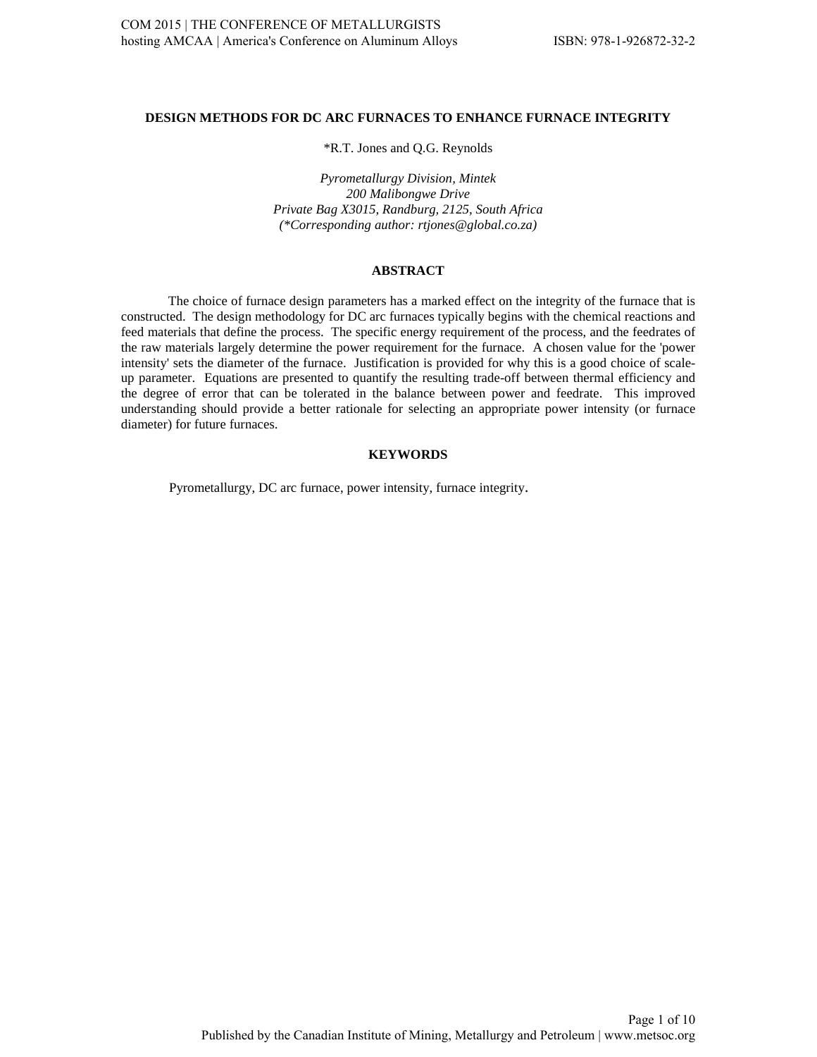# DESIGN METHODS FOR DC ARC FURNACES TO ENHANCE FURNACE INTEGRITY

*R.T. Jones and Q.G. Reynolds

*Pyrometallurgy Division, Mintek*
*200 Malibongwe Drive*
*Private Bag X3015, Randburg, 2125, South Africa*
*(*Corresponding author: rtjones@global.co.za)*

## ABSTRACT

The choice of furnace design parameters has a marked effect on the integrity of the furnace that is constructed. The design methodology for DC arc furnaces typically begins with the chemical reactions and feed materials that define the process. The specific energy requirement of the process, and the feedrates of the raw materials largely determine the power requirement for the furnace. A chosen value for the 'power intensity' sets the diameter of the furnace. Justification is provided for why this is a good choice of scale-up parameter. Equations are presented to quantify the resulting trade-off between thermal efficiency and the degree of error that can be tolerated in the balance between power and feedrate. This improved understanding should provide a better rationale for selecting an appropriate power intensity (or furnace diameter) for future furnaces.

## KEYWORDS

Pyrometallurgy, DC arc furnace, power intensity, furnace integrity.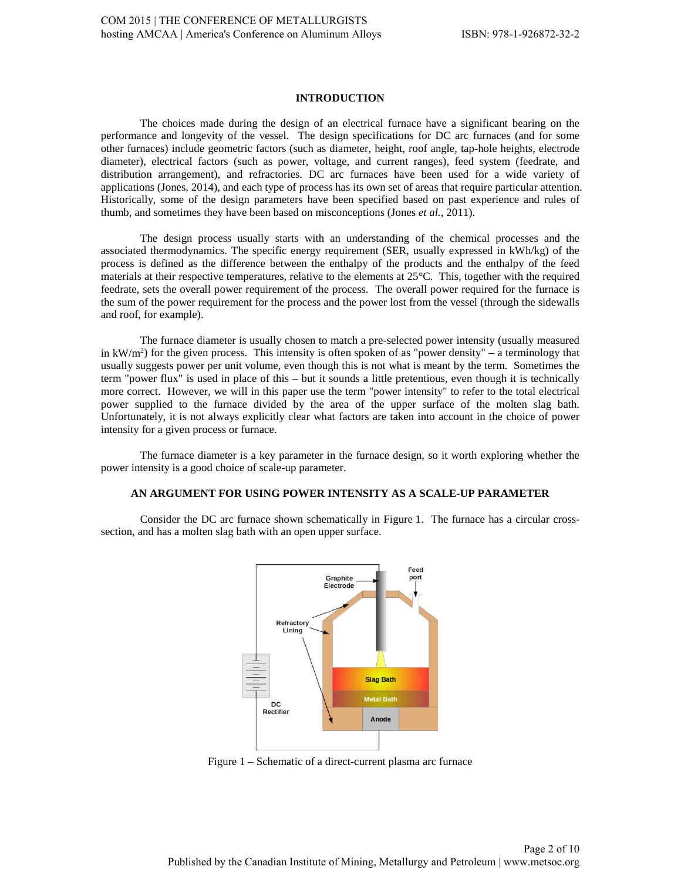## INTRODUCTION

The choices made during the design of an electrical furnace have a significant bearing on the performance and longevity of the vessel. The design specifications for DC arc furnaces (and for some other furnaces) include geometric factors (such as diameter, height, roof angle, tap-hole heights, electrode diameter), electrical factors (such as power, voltage, and current ranges), feed system (feedrate, and distribution arrangement), and refractories. DC arc furnaces have been used for a wide variety of applications (Jones, 2014), and each type of process has its own set of areas that require particular attention. Historically, some of the design parameters have been specified based on past experience and rules of thumb, and sometimes they have been based on misconceptions (Jones *et al.*, 2011).

The design process usually starts with an understanding of the chemical processes and the associated thermodynamics. The specific energy requirement (SER, usually expressed in kWh/kg) of the process is defined as the difference between the enthalpy of the products and the enthalpy of the feed materials at their respective temperatures, relative to the elements at 25°C. This, together with the required feedrate, sets the overall power requirement of the process. The overall power required for the furnace is the sum of the power requirement for the process and the power lost from the vessel (through the sidewalls and roof, for example).

The furnace diameter is usually chosen to match a pre-selected power intensity (usually measured in $kW/m^2$) for the given process. This intensity is often spoken of as "power density" – a terminology that usually suggests power per unit volume, even though this is not what is meant by the term. Sometimes the term "power flux" is used in place of this – but it sounds a little pretentious, even though it is technically more correct. However, we will in this paper use the term "power intensity" to refer to the total electrical power supplied to the furnace divided by the area of the upper surface of the molten slag bath. Unfortunately, it is not always explicitly clear what factors are taken into account in the choice of power intensity for a given process or furnace.

The furnace diameter is a key parameter in the furnace design, so it worth exploring whether the power intensity is a good choice of scale-up parameter.

## AN ARGUMENT FOR USING POWER INTENSITY AS A SCALE-UP PARAMETER

Consider the DC arc furnace shown schematically in Figure 1. The furnace has a circular cross-section, and has a molten slag bath with an open upper surface.

Figure 1 – Schematic of a direct-current plasma arc furnace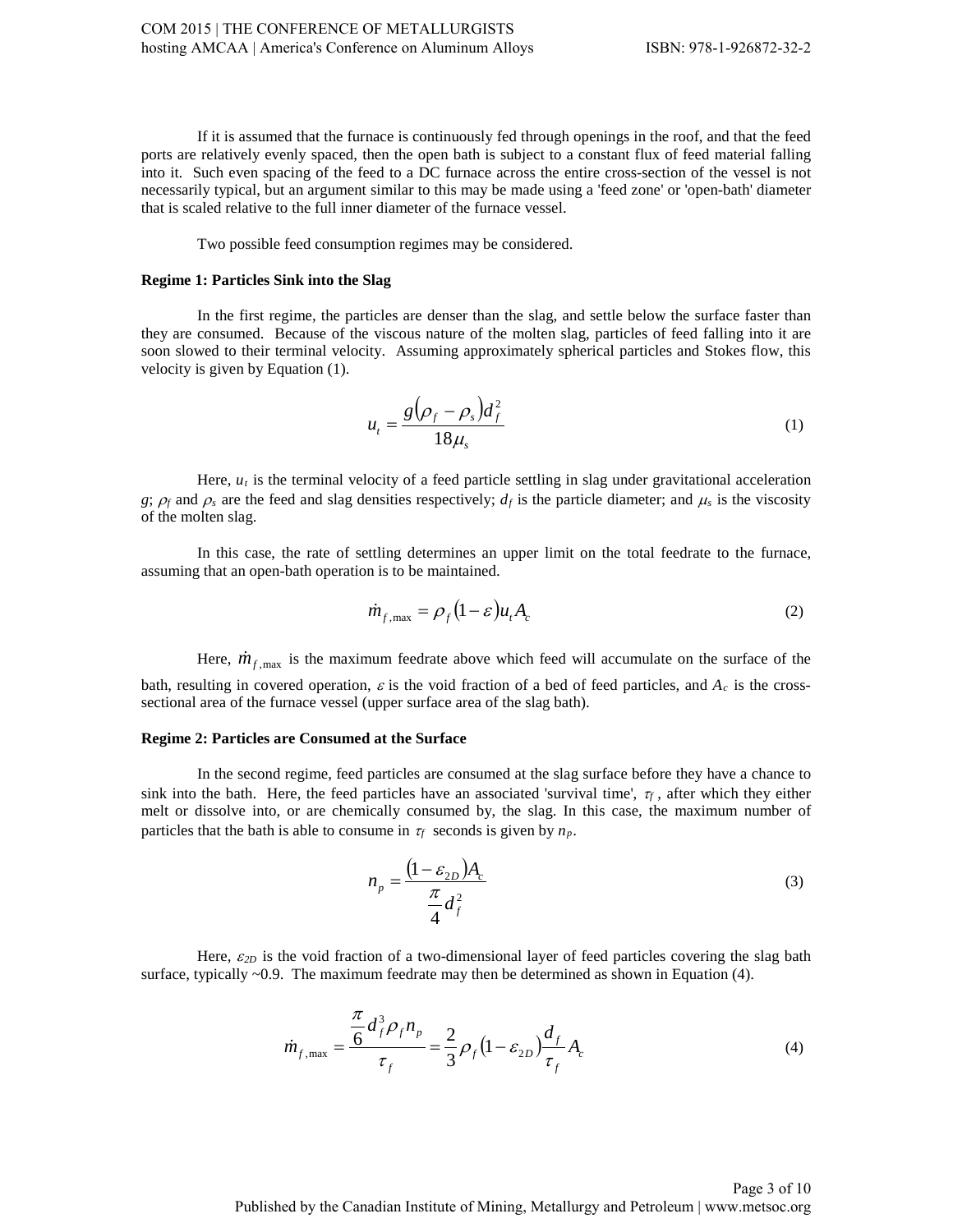If it is assumed that the furnace is continuously fed through openings in the roof, and that the feed ports are relatively evenly spaced, then the open bath is subject to a constant flux of feed material falling into it. Such even spacing of the feed to a DC furnace across the entire cross-section of the vessel is not necessarily typical, but an argument similar to this may be made using a 'feed zone' or 'open-bath' diameter that is scaled relative to the full inner diameter of the furnace vessel.

Two possible feed consumption regimes may be considered.

**Regime 1: Particles Sink into the Slag**

In the first regime, the particles are denser than the slag, and settle below the surface faster than they are consumed. Because of the viscous nature of the molten slag, particles of feed falling into it are soon slowed to their terminal velocity. Assuming approximately spherical particles and Stokes flow, this velocity is given by Equation (1).

$$u_t = \frac{g\left(\rho_f - \rho_s\right)d_f^2}{18\mu_s} \tag{1}$$

Here, $u_t$ is the terminal velocity of a feed particle settling in slag under gravitational acceleration $g$; $\rho_f$ and $\rho_s$ are the feed and slag densities respectively; $d_f$ is the particle diameter; and $\mu_s$ is the viscosity of the molten slag.

In this case, the rate of settling determines an upper limit on the total feedrate to the furnace, assuming that an open-bath operation is to be maintained.

$$\dot{m}_{f,\max} = \rho_f\left(1-\varepsilon\right)u_t A_c \tag{2}$$

Here, $\dot{m}_{f,\max}$ is the maximum feedrate above which feed will accumulate on the surface of the bath, resulting in covered operation, $\varepsilon$ is the void fraction of a bed of feed particles, and $A_c$ is the cross-sectional area of the furnace vessel (upper surface area of the slag bath).

**Regime 2: Particles are Consumed at the Surface**

In the second regime, feed particles are consumed at the slag surface before they have a chance to sink into the bath. Here, the feed particles have an associated 'survival time', $\tau_f$, after which they either melt or dissolve into, or are chemically consumed by, the slag. In this case, the maximum number of particles that the bath is able to consume in $\tau_f$ seconds is given by $n_p$.

$$n_p = \frac{\left(1-\varepsilon_{2D}\right)A_c}{\frac{\pi}{4}d_f^2} \tag{3}$$

Here, $\varepsilon_{2D}$ is the void fraction of a two-dimensional layer of feed particles covering the slag bath surface, typically ~0.9. The maximum feedrate may then be determined as shown in Equation (4).

$$\dot{m}_{f,\max} = \frac{\frac{\pi}{6}d_f^3\rho_f n_p}{\tau_f} = \frac{2}{3}\rho_f\left(1-\varepsilon_{2D}\right)\frac{d_f}{\tau_f}A_c \tag{4}$$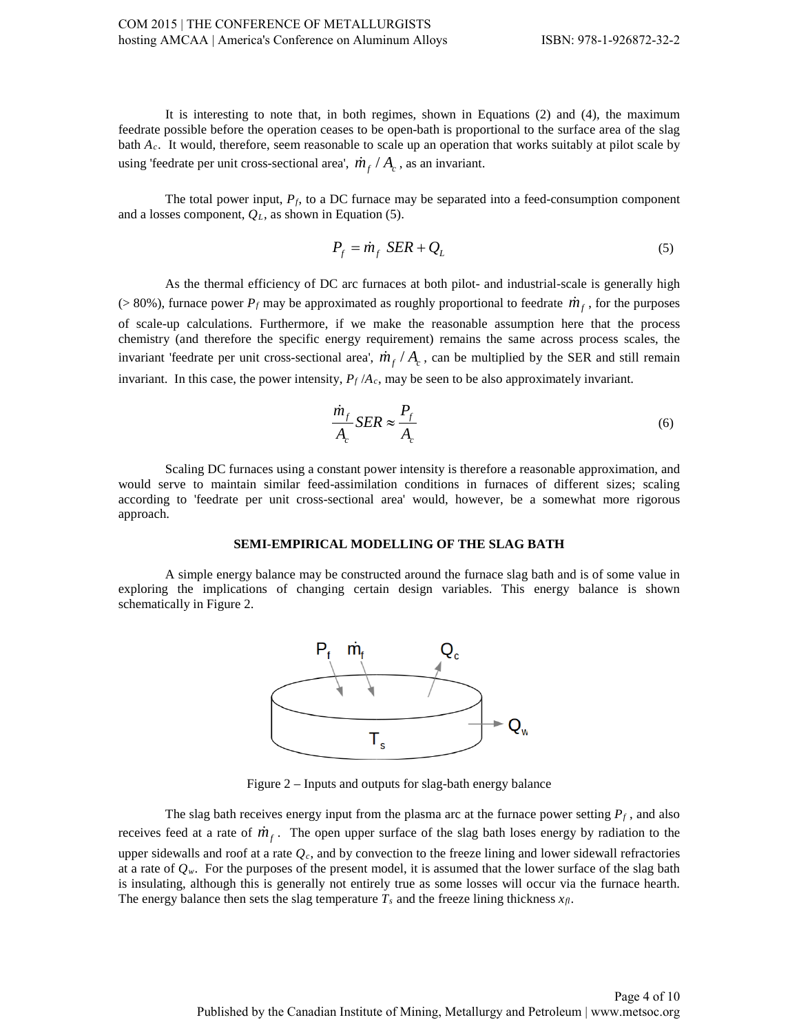It is interesting to note that, in both regimes, shown in Equations (2) and (4), the maximum feedrate possible before the operation ceases to be open-bath is proportional to the surface area of the slag bath $A_c$. It would, therefore, seem reasonable to scale up an operation that works suitably at pilot scale by using 'feedrate per unit cross-sectional area', $\dot{m}_f / A_c$, as an invariant.

The total power input, $P_f$, to a DC furnace may be separated into a feed-consumption component and a losses component, $Q_L$, as shown in Equation (5).

$$P_f = \dot{m}_f \ SER + Q_L \tag{5}$$

As the thermal efficiency of DC arc furnaces at both pilot- and industrial-scale is generally high (> 80%), furnace power $P_f$ may be approximated as roughly proportional to feedrate $\dot{m}_f$, for the purposes of scale-up calculations. Furthermore, if we make the reasonable assumption here that the process chemistry (and therefore the specific energy requirement) remains the same across process scales, the invariant 'feedrate per unit cross-sectional area', $\dot{m}_f / A_c$, can be multiplied by the SER and still remain invariant. In this case, the power intensity, $P_f / A_c$, may be seen to be also approximately invariant.

$$\frac{\dot{m}_f}{A_c} SER \approx \frac{P_f}{A_c} \tag{6}$$

Scaling DC furnaces using a constant power intensity is therefore a reasonable approximation, and would serve to maintain similar feed-assimilation conditions in furnaces of different sizes; scaling according to 'feedrate per unit cross-sectional area' would, however, be a somewhat more rigorous approach.

## SEMI-EMPIRICAL MODELLING OF THE SLAG BATH

A simple energy balance may be constructed around the furnace slag bath and is of some value in exploring the implications of changing certain design variables. This energy balance is shown schematically in Figure 2.

Figure 2 – Inputs and outputs for slag-bath energy balance

The slag bath receives energy input from the plasma arc at the furnace power setting $P_f$, and also receives feed at a rate of $\dot{m}_f$. The open upper surface of the slag bath loses energy by radiation to the upper sidewalls and roof at a rate $Q_c$, and by convection to the freeze lining and lower sidewall refractories at a rate of $Q_w$. For the purposes of the present model, it is assumed that the lower surface of the slag bath is insulating, although this is generally not entirely true as some losses will occur via the furnace hearth. The energy balance then sets the slag temperature $T_s$ and the freeze lining thickness $x_{fl}$.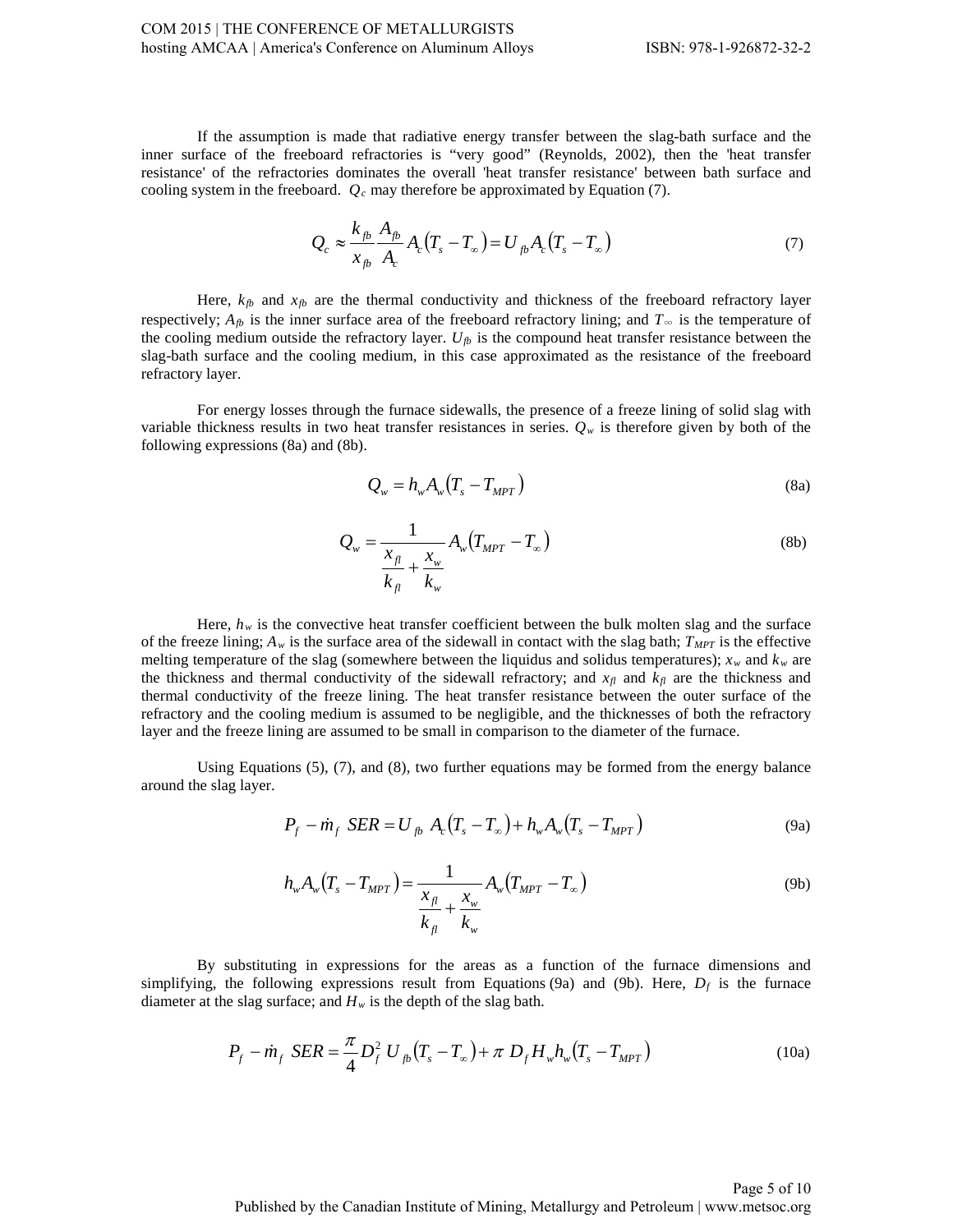If the assumption is made that radiative energy transfer between the slag-bath surface and the inner surface of the freeboard refractories is "very good" (Reynolds, 2002), then the 'heat transfer resistance' of the refractories dominates the overall 'heat transfer resistance' between bath surface and cooling system in the freeboard. $Q_c$ may therefore be approximated by Equation (7).

$$Q_c \approx \frac{k_{fb}}{x_{fb}} \frac{A_{fb}}{A_c} A_c (T_s - T_\infty) = U_{fb} A_c (T_s - T_\infty) \tag{7}$$

Here, $k_{fb}$ and $x_{fb}$ are the thermal conductivity and thickness of the freeboard refractory layer respectively; $A_{fb}$ is the inner surface area of the freeboard refractory lining; and $T_\infty$ is the temperature of the cooling medium outside the refractory layer. $U_{fb}$ is the compound heat transfer resistance between the slag-bath surface and the cooling medium, in this case approximated as the resistance of the freeboard refractory layer.

For energy losses through the furnace sidewalls, the presence of a freeze lining of solid slag with variable thickness results in two heat transfer resistances in series. $Q_w$ is therefore given by both of the following expressions (8a) and (8b).

$$Q_w = h_w A_w (T_s - T_{MPT}) \tag{8a}$$

$$Q_w = \frac{1}{\dfrac{x_{fl}}{k_{fl}} + \dfrac{x_w}{k_w}} A_w (T_{MPT} - T_\infty) \tag{8b}$$

Here, $h_w$ is the convective heat transfer coefficient between the bulk molten slag and the surface of the freeze lining; $A_w$ is the surface area of the sidewall in contact with the slag bath; $T_{MPT}$ is the effective melting temperature of the slag (somewhere between the liquidus and solidus temperatures); $x_w$ and $k_w$ are the thickness and thermal conductivity of the sidewall refractory; and $x_{fl}$ and $k_{fl}$ are the thickness and thermal conductivity of the freeze lining. The heat transfer resistance between the outer surface of the refractory and the cooling medium is assumed to be negligible, and the thicknesses of both the refractory layer and the freeze lining are assumed to be small in comparison to the diameter of the furnace.

Using Equations (5), (7), and (8), two further equations may be formed from the energy balance around the slag layer.

$$P_f - \dot{m}_f \ SER = U_{fb} \ A_c (T_s - T_\infty) + h_w A_w (T_s - T_{MPT}) \tag{9a}$$

$$h_w A_w (T_s - T_{MPT}) = \frac{1}{\dfrac{x_{fl}}{k_{fl}} + \dfrac{x_w}{k_w}} A_w (T_{MPT} - T_\infty) \tag{9b}$$

By substituting in expressions for the areas as a function of the furnace dimensions and simplifying, the following expressions result from Equations (9a) and (9b). Here, $D_f$ is the furnace diameter at the slag surface; and $H_w$ is the depth of the slag bath.

$$P_f - \dot{m}_f \ SER = \frac{\pi}{4} D_f^2 \ U_{fb} (T_s - T_\infty) + \pi \ D_f H_w h_w (T_s - T_{MPT}) \tag{10a}$$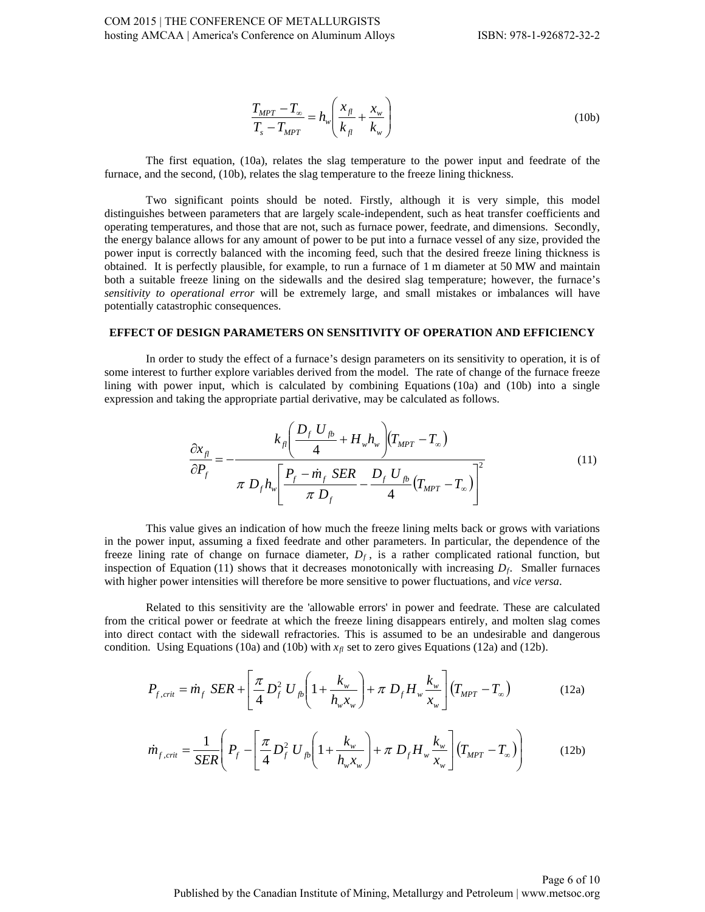$$\frac{T_{MPT} - T_{\infty}}{T_s - T_{MPT}} = h_w \left( \frac{x_{fl}}{k_{fl}} + \frac{x_w}{k_w} \right) \tag{10b}$$

The first equation, (10a), relates the slag temperature to the power input and feedrate of the furnace, and the second, (10b), relates the slag temperature to the freeze lining thickness.

Two significant points should be noted. Firstly, although it is very simple, this model distinguishes between parameters that are largely scale-independent, such as heat transfer coefficients and operating temperatures, and those that are not, such as furnace power, feedrate, and dimensions. Secondly, the energy balance allows for any amount of power to be put into a furnace vessel of any size, provided the power input is correctly balanced with the incoming feed, such that the desired freeze lining thickness is obtained. It is perfectly plausible, for example, to run a furnace of 1 m diameter at 50 MW and maintain both a suitable freeze lining on the sidewalls and the desired slag temperature; however, the furnace's *sensitivity to operational error* will be extremely large, and small mistakes or imbalances will have potentially catastrophic consequences.

## EFFECT OF DESIGN PARAMETERS ON SENSITIVITY OF OPERATION AND EFFICIENCY

In order to study the effect of a furnace's design parameters on its sensitivity to operation, it is of some interest to further explore variables derived from the model. The rate of change of the furnace freeze lining with power input, which is calculated by combining Equations (10a) and (10b) into a single expression and taking the appropriate partial derivative, may be calculated as follows.

$$\frac{\partial x_{fl}}{\partial P_f} = -\frac{k_{fl}\left( \frac{D_f\, U_{fb}}{4} + H_w h_w \right)\left( T_{MPT} - T_{\infty} \right)}{\pi\, D_f h_w \left[ \frac{P_f - \dot{m}_f\, SER}{\pi\, D_f} - \frac{D_f\, U_{fb}}{4}\left( T_{MPT} - T_{\infty} \right) \right]^2} \tag{11}$$

This value gives an indication of how much the freeze lining melts back or grows with variations in the power input, assuming a fixed feedrate and other parameters. In particular, the dependence of the freeze lining rate of change on furnace diameter, $D_f$, is a rather complicated rational function, but inspection of Equation (11) shows that it decreases monotonically with increasing $D_f$. Smaller furnaces with higher power intensities will therefore be more sensitive to power fluctuations, and *vice versa*.

Related to this sensitivity are the 'allowable errors' in power and feedrate. These are calculated from the critical power or feedrate at which the freeze lining disappears entirely, and molten slag comes into direct contact with the sidewall refractories. This is assumed to be an undesirable and dangerous condition. Using Equations (10a) and (10b) with $x_{fl}$ set to zero gives Equations (12a) and (12b).

$$P_{f,crit} = \dot{m}_f\, SER + \left[ \frac{\pi}{4} D_f^2\, U_{fb}\left( 1 + \frac{k_w}{h_w x_w} \right) + \pi\, D_f H_w \frac{k_w}{x_w} \right]\left( T_{MPT} - T_{\infty} \right) \tag{12a}$$

$$\dot{m}_{f,crit} = \frac{1}{SER}\left( P_f - \left[ \frac{\pi}{4} D_f^2\, U_{fb}\left( 1 + \frac{k_w}{h_w x_w} \right) + \pi\, D_f H_w \frac{k_w}{x_w} \right]\left( T_{MPT} - T_{\infty} \right) \right) \tag{12b}$$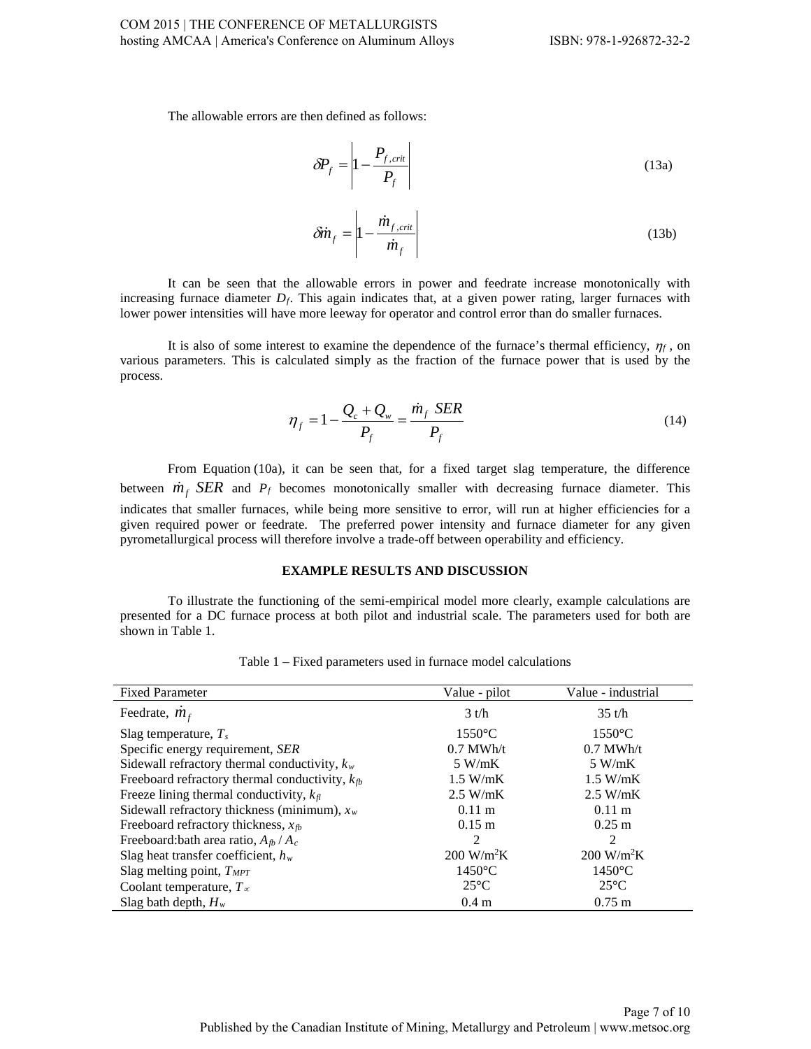The allowable errors are then defined as follows:

$$\delta P_f = \left| 1 - \frac{P_{f,crit}}{P_f} \right| \tag{13a}$$

$$\delta \dot{m}_f = \left| 1 - \frac{\dot{m}_{f,crit}}{\dot{m}_f} \right| \tag{13b}$$

It can be seen that the allowable errors in power and feedrate increase monotonically with increasing furnace diameter $D_f$. This again indicates that, at a given power rating, larger furnaces with lower power intensities will have more leeway for operator and control error than do smaller furnaces.

It is also of some interest to examine the dependence of the furnace's thermal efficiency, $\eta_f$, on various parameters. This is calculated simply as the fraction of the furnace power that is used by the process.

$$\eta_f = 1 - \frac{Q_c + Q_w}{P_f} = \frac{\dot{m}_f \ SER}{P_f} \tag{14}$$

From Equation (10a), it can be seen that, for a fixed target slag temperature, the difference between $\dot{m}_f \ SER$ and $P_f$ becomes monotonically smaller with decreasing furnace diameter. This indicates that smaller furnaces, while being more sensitive to error, will run at higher efficiencies for a given required power or feedrate. The preferred power intensity and furnace diameter for any given pyrometallurgical process will therefore involve a trade-off between operability and efficiency.

## EXAMPLE RESULTS AND DISCUSSION

To illustrate the functioning of the semi-empirical model more clearly, example calculations are presented for a DC furnace process at both pilot and industrial scale. The parameters used for both are shown in Table 1.

Table 1 – Fixed parameters used in furnace model calculations

| Fixed Parameter | Value - pilot | Value - industrial |
|---|---|---|
| Feedrate, $\dot{m}_f$ | 3 t/h | 35 t/h |
| Slag temperature, $T_s$ | 1550°C | 1550°C |
| Specific energy requirement, *SER* | 0.7 MWh/t | 0.7 MWh/t |
| Sidewall refractory thermal conductivity, $k_w$ | 5 W/mK | 5 W/mK |
| Freeboard refractory thermal conductivity, $k_{fb}$ | 1.5 W/mK | 1.5 W/mK |
| Freeze lining thermal conductivity, $k_{fl}$ | 2.5 W/mK | 2.5 W/mK |
| Sidewall refractory thickness (minimum), $x_w$ | 0.11 m | 0.11 m |
| Freeboard refractory thickness, $x_{fb}$ | 0.15 m | 0.25 m |
| Freeboard:bath area ratio, $A_{fb} / A_c$ | 2 | 2 |
| Slag heat transfer coefficient, $h_w$ | 200 W/m$^2$K | 200 W/m$^2$K |
| Slag melting point, $T_{MPT}$ | 1450°C | 1450°C |
| Coolant temperature, $T_\infty$ | 25°C | 25°C |
| Slag bath depth, $H_w$ | 0.4 m | 0.75 m |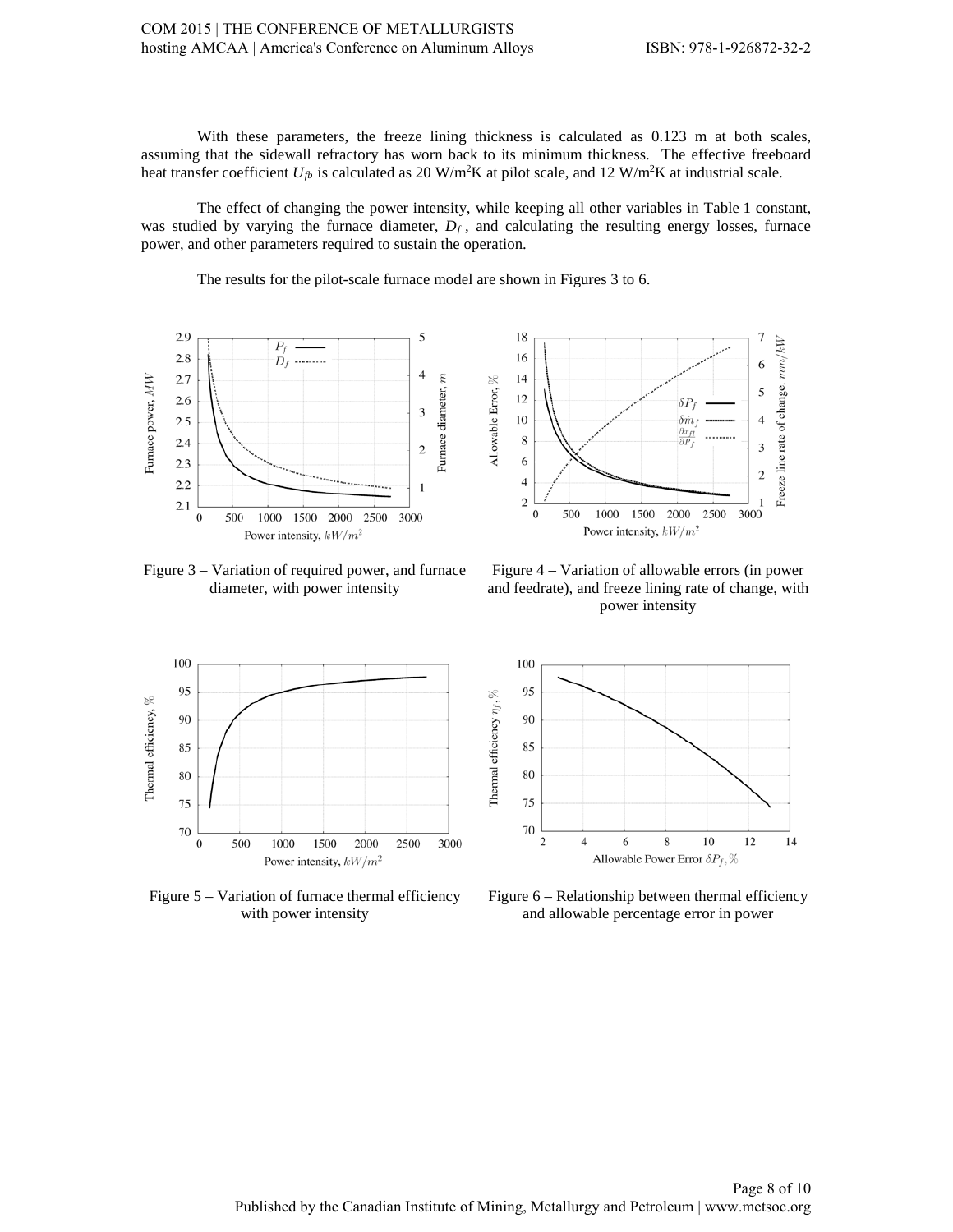With these parameters, the freeze lining thickness is calculated as 0.123 m at both scales, assuming that the sidewall refractory has worn back to its minimum thickness. The effective freeboard heat transfer coefficient $U_{fb}$ is calculated as 20 W/m$^2$K at pilot scale, and 12 W/m$^2$K at industrial scale.

The effect of changing the power intensity, while keeping all other variables in Table 1 constant, was studied by varying the furnace diameter, $D_f$, and calculating the resulting energy losses, furnace power, and other parameters required to sustain the operation.

The results for the pilot-scale furnace model are shown in Figures 3 to 6.

Figure 3 – Variation of required power, and furnace diameter, with power intensity

Figure 4 – Variation of allowable errors (in power and feedrate), and freeze lining rate of change, with power intensity

Figure 5 – Variation of furnace thermal efficiency with power intensity

Figure 6 – Relationship between thermal efficiency and allowable percentage error in power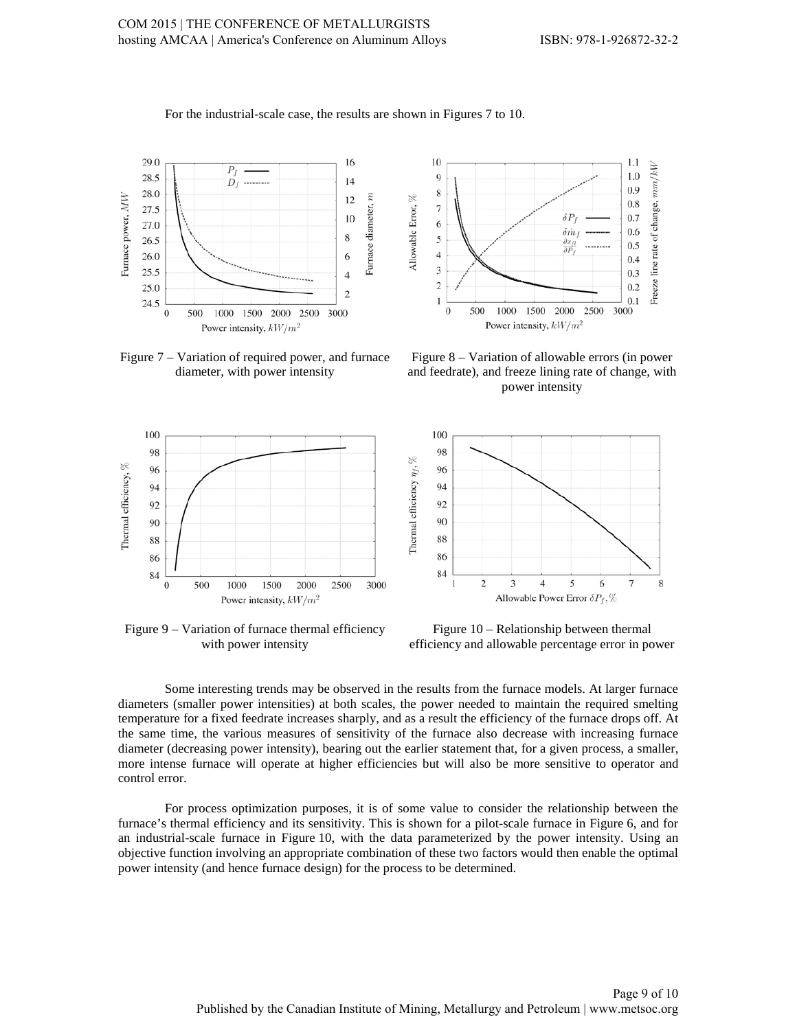For the industrial-scale case, the results are shown in Figures 7 to 10.

Figure 7 – Variation of required power, and furnace diameter, with power intensity

Figure 8 – Variation of allowable errors (in power and feedrate), and freeze lining rate of change, with power intensity

Figure 9 – Variation of furnace thermal efficiency with power intensity

Figure 10 – Relationship between thermal efficiency and allowable percentage error in power

Some interesting trends may be observed in the results from the furnace models. At larger furnace diameters (smaller power intensities) at both scales, the power needed to maintain the required smelting temperature for a fixed feedrate increases sharply, and as a result the efficiency of the furnace drops off. At the same time, the various measures of sensitivity of the furnace also decrease with increasing furnace diameter (decreasing power intensity), bearing out the earlier statement that, for a given process, a smaller, more intense furnace will operate at higher efficiencies but will also be more sensitive to operator and control error.

For process optimization purposes, it is of some value to consider the relationship between the furnace's thermal efficiency and its sensitivity. This is shown for a pilot-scale furnace in Figure 6, and for an industrial-scale furnace in Figure 10, with the data parameterized by the power intensity. Using an objective function involving an appropriate combination of these two factors would then enable the optimal power intensity (and hence furnace design) for the process to be determined.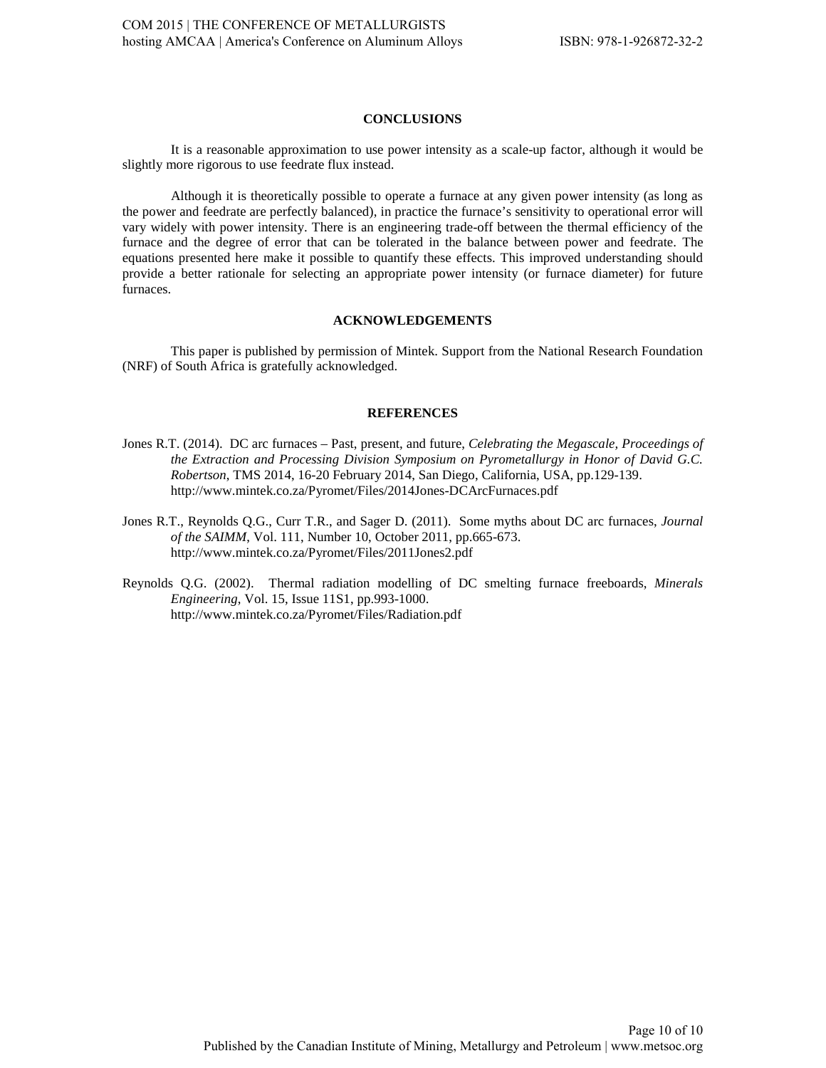## CONCLUSIONS

It is a reasonable approximation to use power intensity as a scale-up factor, although it would be slightly more rigorous to use feedrate flux instead.

Although it is theoretically possible to operate a furnace at any given power intensity (as long as the power and feedrate are perfectly balanced), in practice the furnace's sensitivity to operational error will vary widely with power intensity. There is an engineering trade-off between the thermal efficiency of the furnace and the degree of error that can be tolerated in the balance between power and feedrate. The equations presented here make it possible to quantify these effects. This improved understanding should provide a better rationale for selecting an appropriate power intensity (or furnace diameter) for future furnaces.

## ACKNOWLEDGEMENTS

This paper is published by permission of Mintek. Support from the National Research Foundation (NRF) of South Africa is gratefully acknowledged.

## REFERENCES

Jones R.T. (2014). DC arc furnaces – Past, present, and future, *Celebrating the Megascale, Proceedings of the Extraction and Processing Division Symposium on Pyrometallurgy in Honor of David G.C. Robertson*, TMS 2014, 16-20 February 2014, San Diego, California, USA, pp.129-139. http://www.mintek.co.za/Pyromet/Files/2014Jones-DCArcFurnaces.pdf

Jones R.T., Reynolds Q.G., Curr T.R., and Sager D. (2011). Some myths about DC arc furnaces, *Journal of the SAIMM*, Vol. 111, Number 10, October 2011, pp.665-673. http://www.mintek.co.za/Pyromet/Files/2011Jones2.pdf

Reynolds Q.G. (2002). Thermal radiation modelling of DC smelting furnace freeboards, *Minerals Engineering*, Vol. 15, Issue 11S1, pp.993-1000. http://www.mintek.co.za/Pyromet/Files/Radiation.pdf